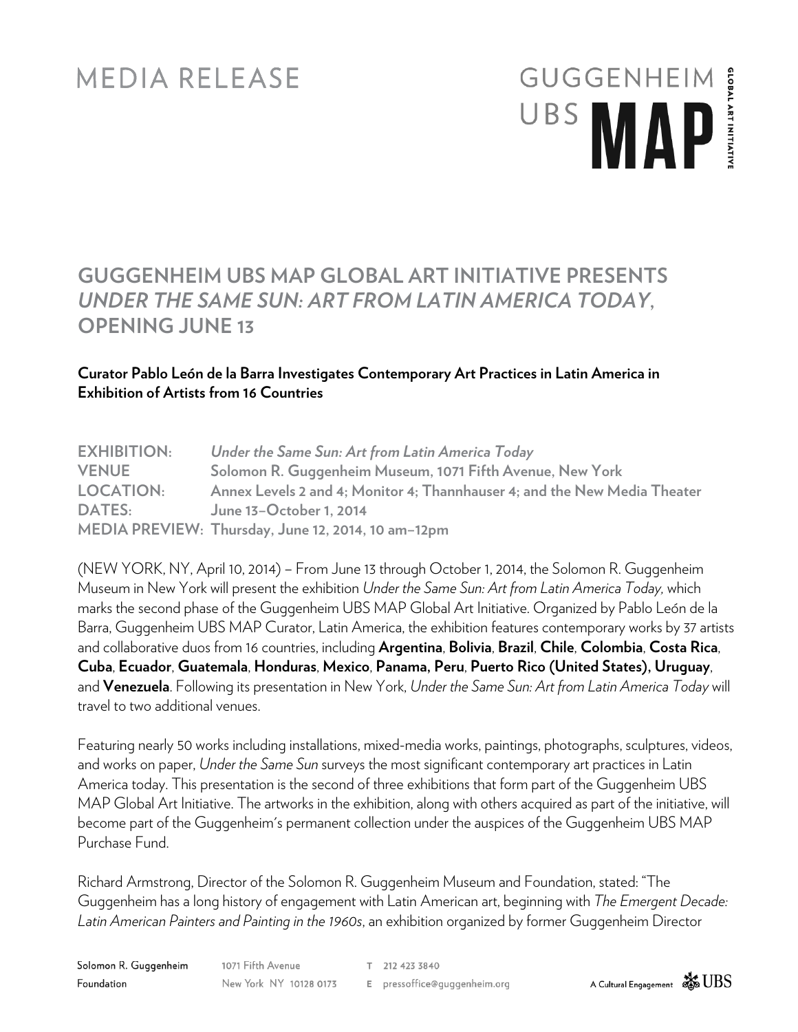MEDIA RELEASE

GUGGENHEIM UBS MAP GLOBAL ART INITIATIVE

# GUGGENHEIM UBS MAP GLOBAL ART INITIATIVE PRESENTS *UNDER THE SAME SUN: ART FROM LATIN AMERICA TODAY*, OPENING JUNE 13

**Curator Pablo León de la Barra Investigates Contemporary Art Practices in Latin America in Exhibition of Artists from 16 Countries**

**EXHIBITION:** *Under the Same Sun: Art from Latin America Today*
**VENUE** Solomon R. Guggenheim Museum, 1071 Fifth Avenue, New York
**LOCATION:** Annex Levels 2 and 4; Monitor 4; Thannhauser 4; and the New Media Theater
**DATES:** June 13–October 1, 2014
**MEDIA PREVIEW:** Thursday, June 12, 2014, 10 am–12pm

(NEW YORK, NY, April 10, 2014) – From June 13 through October 1, 2014, the Solomon R. Guggenheim Museum in New York will present the exhibition *Under the Same Sun: Art from Latin America Today,* which marks the second phase of the Guggenheim UBS MAP Global Art Initiative. Organized by Pablo León de la Barra, Guggenheim UBS MAP Curator, Latin America, the exhibition features contemporary works by 37 artists and collaborative duos from 16 countries, including **Argentina**, **Bolivia**, **Brazil**, **Chile**, **Colombia**, **Costa Rica**, **Cuba**, **Ecuador**, **Guatemala**, **Honduras**, **Mexico**, **Panama, Peru**, **Puerto Rico (United States), Uruguay**, and **Venezuela**. Following its presentation in New York, *Under the Same Sun: Art from Latin America Today* will travel to two additional venues.

Featuring nearly 50 works including installations, mixed-media works, paintings, photographs, sculptures, videos, and works on paper, *Under the Same Sun* surveys the most significant contemporary art practices in Latin America today. This presentation is the second of three exhibitions that form part of the Guggenheim UBS MAP Global Art Initiative. The artworks in the exhibition, along with others acquired as part of the initiative, will become part of the Guggenheim's permanent collection under the auspices of the Guggenheim UBS MAP Purchase Fund.

Richard Armstrong, Director of the Solomon R. Guggenheim Museum and Foundation, stated: "The Guggenheim has a long history of engagement with Latin American art, beginning with *The Emergent Decade: Latin American Painters and Painting in the 1960s*, an exhibition organized by former Guggenheim Director

Solomon R. Guggenheim Foundation 1071 Fifth Avenue New York NY 10128 0173 T 212 423 3840 E pressoffice@guggenheim.org A Cultural Engagement UBS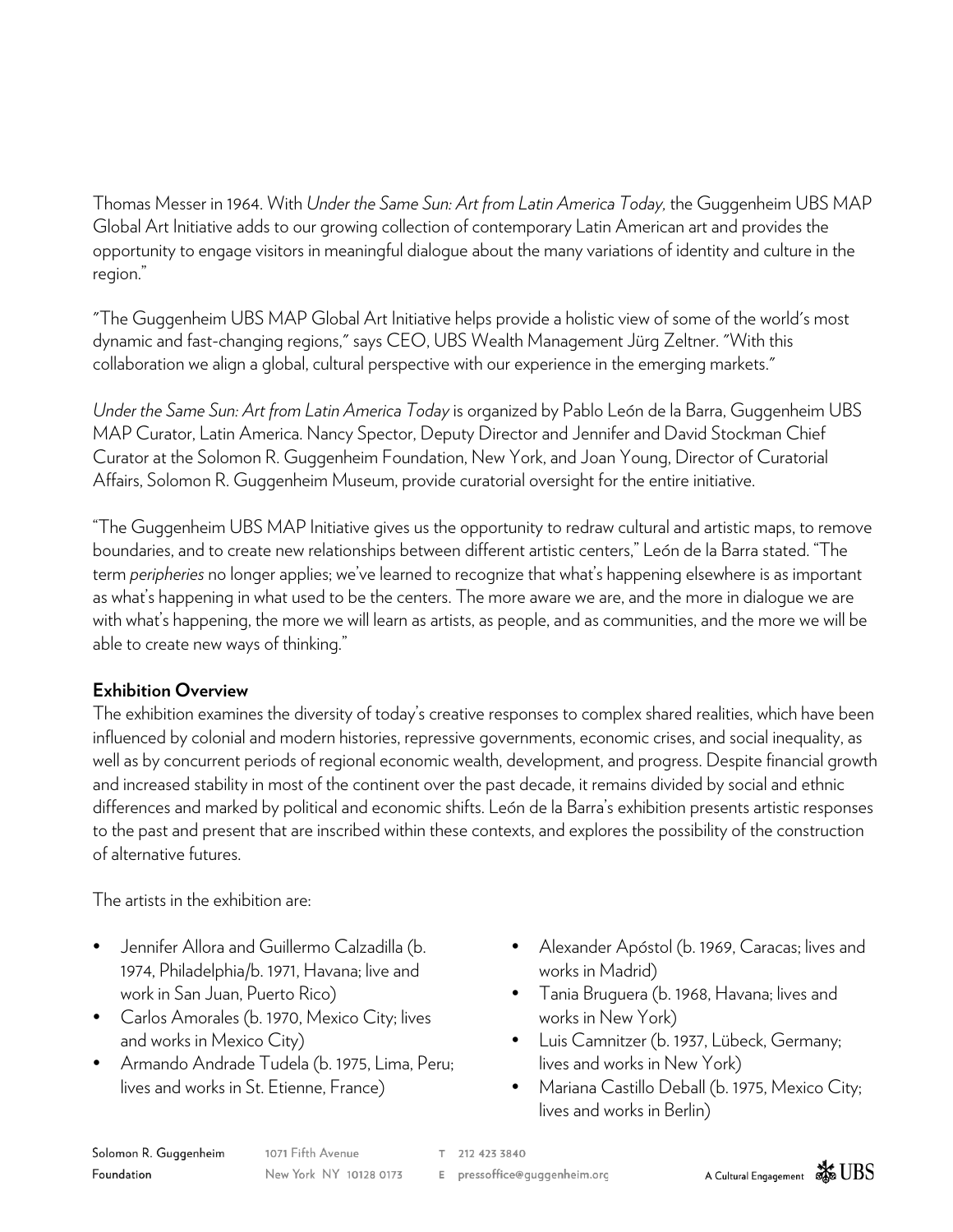Thomas Messer in 1964. With *Under the Same Sun: Art from Latin America Today,* the Guggenheim UBS MAP Global Art Initiative adds to our growing collection of contemporary Latin American art and provides the opportunity to engage visitors in meaningful dialogue about the many variations of identity and culture in the region."

"The Guggenheim UBS MAP Global Art Initiative helps provide a holistic view of some of the world's most dynamic and fast-changing regions," says CEO, UBS Wealth Management Jürg Zeltner. "With this collaboration we align a global, cultural perspective with our experience in the emerging markets."

*Under the Same Sun: Art from Latin America Today* is organized by Pablo León de la Barra, Guggenheim UBS MAP Curator, Latin America. Nancy Spector, Deputy Director and Jennifer and David Stockman Chief Curator at the Solomon R. Guggenheim Foundation, New York, and Joan Young, Director of Curatorial Affairs, Solomon R. Guggenheim Museum, provide curatorial oversight for the entire initiative.

"The Guggenheim UBS MAP Initiative gives us the opportunity to redraw cultural and artistic maps, to remove boundaries, and to create new relationships between different artistic centers," León de la Barra stated. "The term *peripheries* no longer applies; we've learned to recognize that what's happening elsewhere is as important as what's happening in what used to be the centers. The more aware we are, and the more in dialogue we are with what's happening, the more we will learn as artists, as people, and as communities, and the more we will be able to create new ways of thinking."

**Exhibition Overview**

The exhibition examines the diversity of today's creative responses to complex shared realities, which have been influenced by colonial and modern histories, repressive governments, economic crises, and social inequality, as well as by concurrent periods of regional economic wealth, development, and progress. Despite financial growth and increased stability in most of the continent over the past decade, it remains divided by social and ethnic differences and marked by political and economic shifts. León de la Barra's exhibition presents artistic responses to the past and present that are inscribed within these contexts, and explores the possibility of the construction of alternative futures.

The artists in the exhibition are:

- Jennifer Allora and Guillermo Calzadilla (b. 1974, Philadelphia/b. 1971, Havana; live and work in San Juan, Puerto Rico)
- Carlos Amorales (b. 1970, Mexico City; lives and works in Mexico City)
- Armando Andrade Tudela (b. 1975, Lima, Peru; lives and works in St. Etienne, France)
- Alexander Apóstol (b. 1969, Caracas; lives and works in Madrid)
- Tania Bruguera (b. 1968, Havana; lives and works in New York)
- Luis Camnitzer (b. 1937, Lübeck, Germany; lives and works in New York)
- Mariana Castillo Deball (b. 1975, Mexico City; lives and works in Berlin)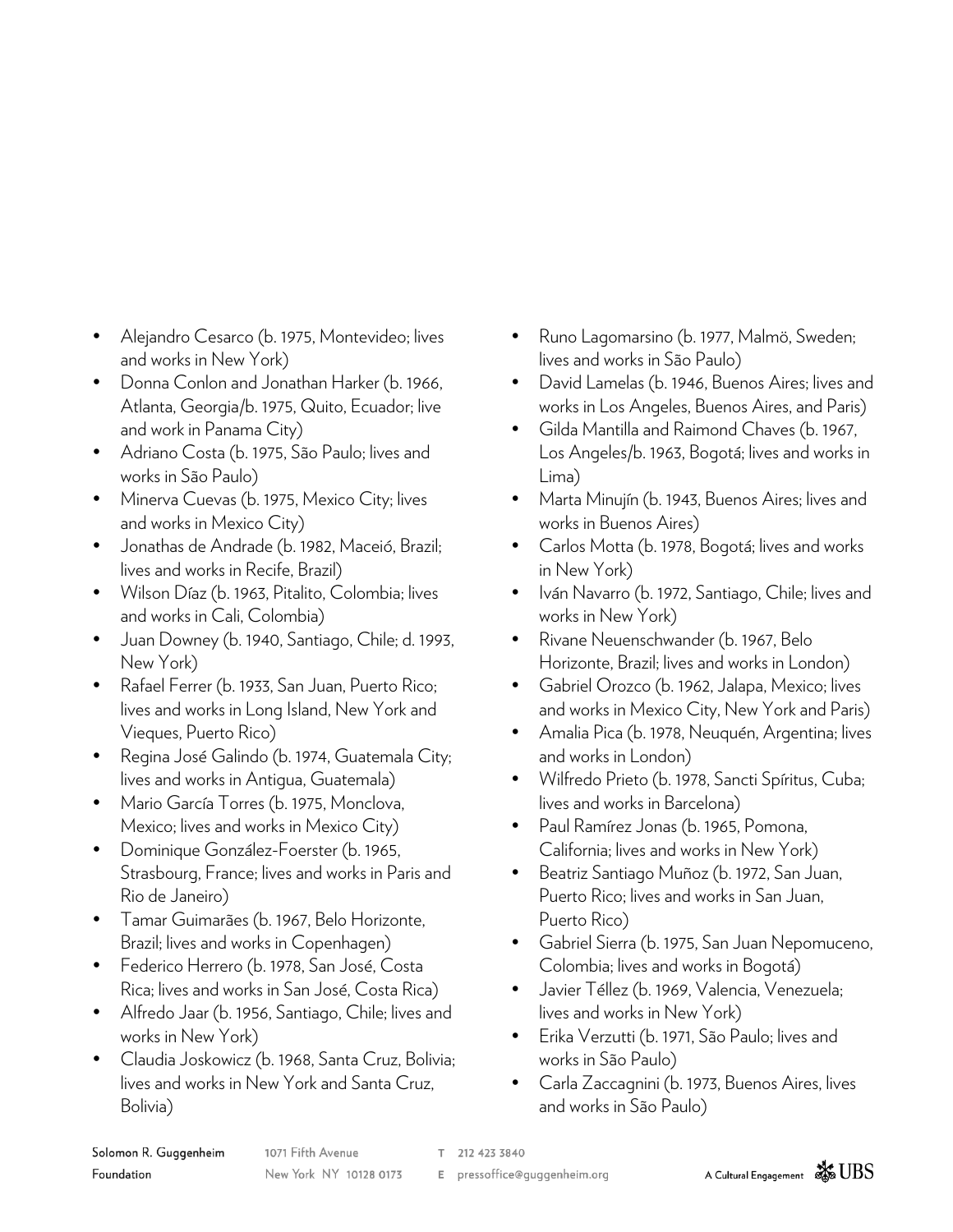- Alejandro Cesarco (b. 1975, Montevideo; lives and works in New York)
- Donna Conlon and Jonathan Harker (b. 1966, Atlanta, Georgia/b. 1975, Quito, Ecuador; live and work in Panama City)
- Adriano Costa (b. 1975, São Paulo; lives and works in São Paulo)
- Minerva Cuevas (b. 1975, Mexico City; lives and works in Mexico City)
- Jonathas de Andrade (b. 1982, Maceió, Brazil; lives and works in Recife, Brazil)
- Wilson Díaz (b. 1963, Pitalito, Colombia; lives and works in Cali, Colombia)
- Juan Downey (b. 1940, Santiago, Chile; d. 1993, New York)
- Rafael Ferrer (b. 1933, San Juan, Puerto Rico; lives and works in Long Island, New York and Vieques, Puerto Rico)
- Regina José Galindo (b. 1974, Guatemala City; lives and works in Antigua, Guatemala)
- Mario García Torres (b. 1975, Monclova, Mexico; lives and works in Mexico City)
- Dominique González-Foerster (b. 1965, Strasbourg, France; lives and works in Paris and Rio de Janeiro)
- Tamar Guimarães (b. 1967, Belo Horizonte, Brazil; lives and works in Copenhagen)
- Federico Herrero (b. 1978, San José, Costa Rica; lives and works in San José, Costa Rica)
- Alfredo Jaar (b. 1956, Santiago, Chile; lives and works in New York)
- Claudia Joskowicz (b. 1968, Santa Cruz, Bolivia; lives and works in New York and Santa Cruz, Bolivia)
- Runo Lagomarsino (b. 1977, Malmö, Sweden; lives and works in São Paulo)
- David Lamelas (b. 1946, Buenos Aires; lives and works in Los Angeles, Buenos Aires, and Paris)
- Gilda Mantilla and Raimond Chaves (b. 1967, Los Angeles/b. 1963, Bogotá; lives and works in Lima)
- Marta Minujín (b. 1943, Buenos Aires; lives and works in Buenos Aires)
- Carlos Motta (b. 1978, Bogotá; lives and works in New York)
- Iván Navarro (b. 1972, Santiago, Chile; lives and works in New York)
- Rivane Neuenschwander (b. 1967, Belo Horizonte, Brazil; lives and works in London)
- Gabriel Orozco (b. 1962, Jalapa, Mexico; lives and works in Mexico City, New York and Paris)
- Amalia Pica (b. 1978, Neuquén, Argentina; lives and works in London)
- Wilfredo Prieto (b. 1978, Sancti Spíritus, Cuba; lives and works in Barcelona)
- Paul Ramírez Jonas (b. 1965, Pomona, California; lives and works in New York)
- Beatriz Santiago Muñoz (b. 1972, San Juan, Puerto Rico; lives and works in San Juan, Puerto Rico)
- Gabriel Sierra (b. 1975, San Juan Nepomuceno, Colombia; lives and works in Bogotá)
- Javier Téllez (b. 1969, Valencia, Venezuela; lives and works in New York)
- Erika Verzutti (b. 1971, São Paulo; lives and works in São Paulo)
- Carla Zaccagnini (b. 1973, Buenos Aires, lives and works in São Paulo)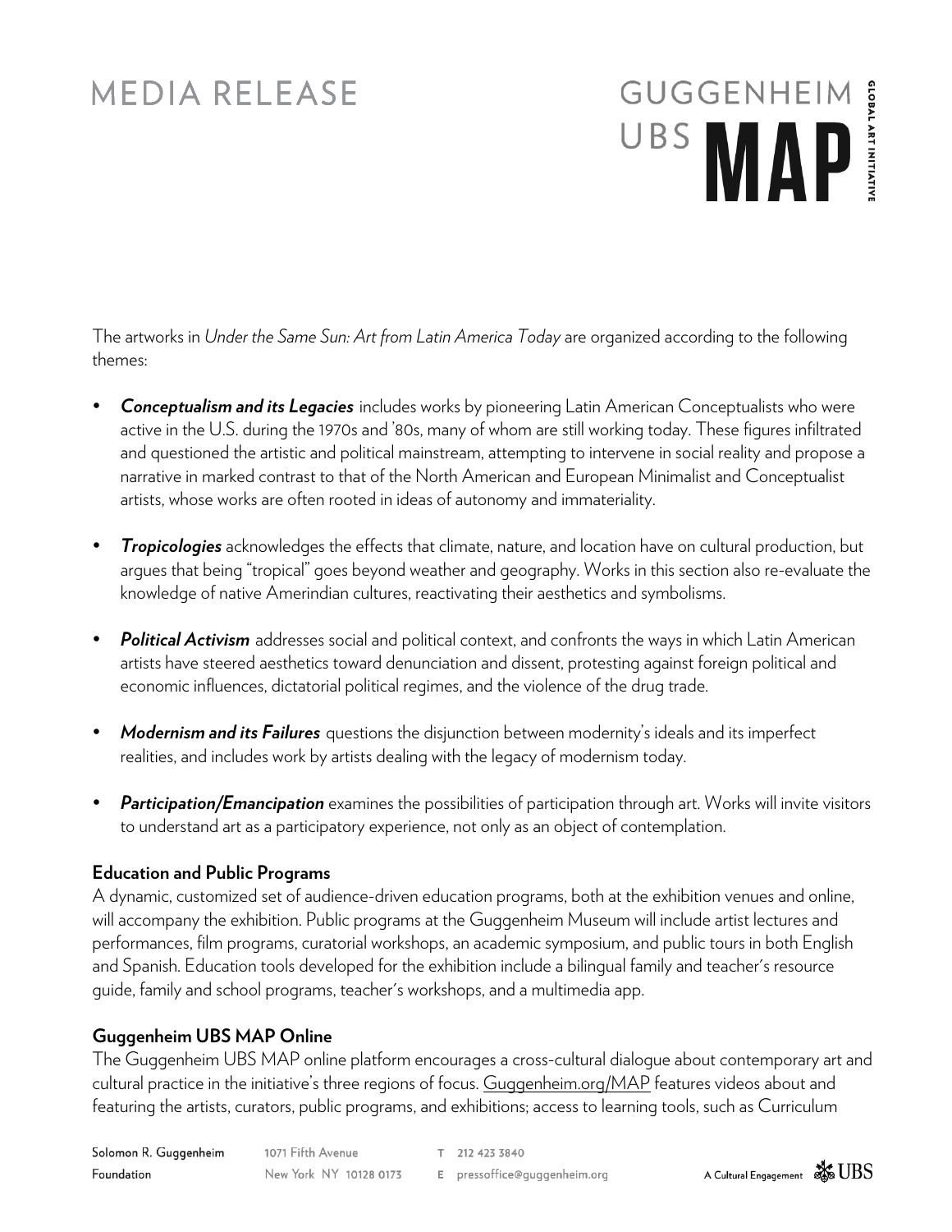The artworks in *Under the Same Sun: Art from Latin America Today* are organized according to the following themes:

- ***Conceptualism and its Legacies*** includes works by pioneering Latin American Conceptualists who were active in the U.S. during the 1970s and '80s, many of whom are still working today. These figures infiltrated and questioned the artistic and political mainstream, attempting to intervene in social reality and propose a narrative in marked contrast to that of the North American and European Minimalist and Conceptualist artists, whose works are often rooted in ideas of autonomy and immateriality.

- ***Tropicologies*** acknowledges the effects that climate, nature, and location have on cultural production, but argues that being "tropical" goes beyond weather and geography. Works in this section also re-evaluate the knowledge of native Amerindian cultures, reactivating their aesthetics and symbolisms.

- ***Political Activism*** addresses social and political context, and confronts the ways in which Latin American artists have steered aesthetics toward denunciation and dissent, protesting against foreign political and economic influences, dictatorial political regimes, and the violence of the drug trade.

- ***Modernism and its Failures*** questions the disjunction between modernity's ideals and its imperfect realities, and includes work by artists dealing with the legacy of modernism today.

- ***Participation/Emancipation*** examines the possibilities of participation through art. Works will invite visitors to understand art as a participatory experience, not only as an object of contemplation.

**Education and Public Programs**

A dynamic, customized set of audience-driven education programs, both at the exhibition venues and online, will accompany the exhibition. Public programs at the Guggenheim Museum will include artist lectures and performances, film programs, curatorial workshops, an academic symposium, and public tours in both English and Spanish. Education tools developed for the exhibition include a bilingual family and teacher's resource guide, family and school programs, teacher's workshops, and a multimedia app.

**Guggenheim UBS MAP Online**

The Guggenheim UBS MAP online platform encourages a cross-cultural dialogue about contemporary art and cultural practice in the initiative's three regions of focus. Guggenheim.org/MAP features videos about and featuring the artists, curators, public programs, and exhibitions; access to learning tools, such as Curriculum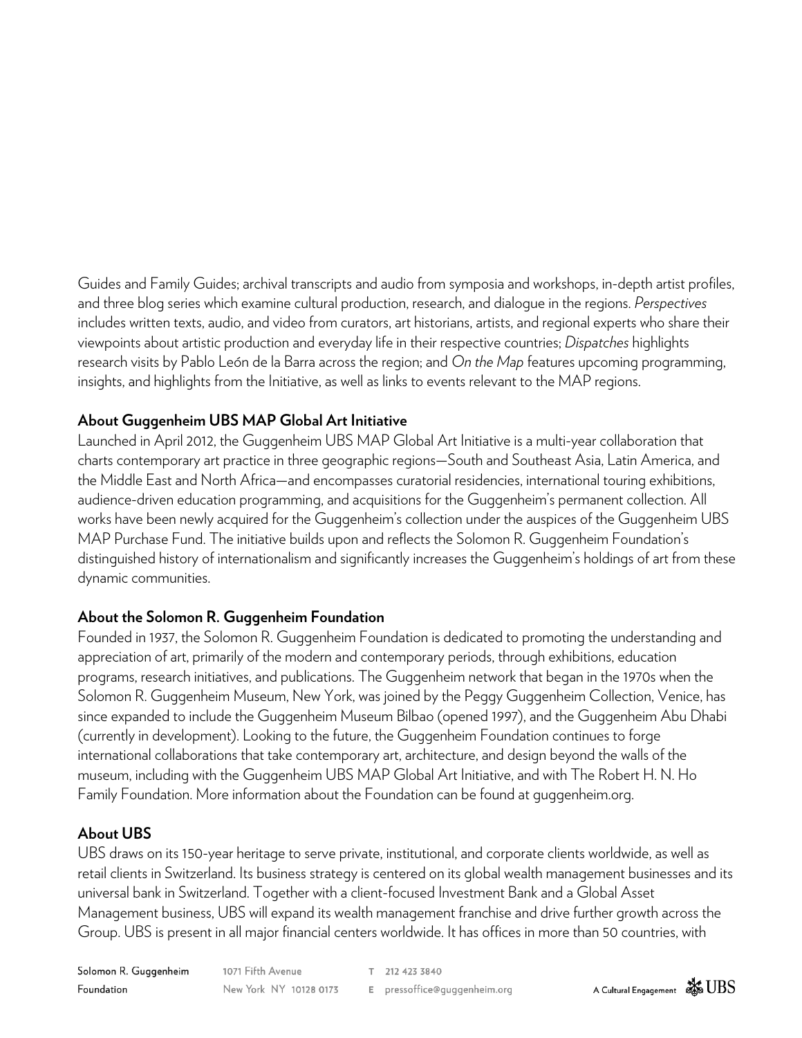Guides and Family Guides; archival transcripts and audio from symposia and workshops, in-depth artist profiles, and three blog series which examine cultural production, research, and dialogue in the regions. *Perspectives* includes written texts, audio, and video from curators, art historians, artists, and regional experts who share their viewpoints about artistic production and everyday life in their respective countries; *Dispatches* highlights research visits by Pablo León de la Barra across the region; and *On the Map* features upcoming programming, insights, and highlights from the Initiative, as well as links to events relevant to the MAP regions.

**About Guggenheim UBS MAP Global Art Initiative**

Launched in April 2012, the Guggenheim UBS MAP Global Art Initiative is a multi-year collaboration that charts contemporary art practice in three geographic regions—South and Southeast Asia, Latin America, and the Middle East and North Africa—and encompasses curatorial residencies, international touring exhibitions, audience-driven education programming, and acquisitions for the Guggenheim's permanent collection. All works have been newly acquired for the Guggenheim's collection under the auspices of the Guggenheim UBS MAP Purchase Fund. The initiative builds upon and reflects the Solomon R. Guggenheim Foundation's distinguished history of internationalism and significantly increases the Guggenheim's holdings of art from these dynamic communities.

**About the Solomon R. Guggenheim Foundation**

Founded in 1937, the Solomon R. Guggenheim Foundation is dedicated to promoting the understanding and appreciation of art, primarily of the modern and contemporary periods, through exhibitions, education programs, research initiatives, and publications. The Guggenheim network that began in the 1970s when the Solomon R. Guggenheim Museum, New York, was joined by the Peggy Guggenheim Collection, Venice, has since expanded to include the Guggenheim Museum Bilbao (opened 1997), and the Guggenheim Abu Dhabi (currently in development). Looking to the future, the Guggenheim Foundation continues to forge international collaborations that take contemporary art, architecture, and design beyond the walls of the museum, including with the Guggenheim UBS MAP Global Art Initiative, and with The Robert H. N. Ho Family Foundation. More information about the Foundation can be found at guggenheim.org.

**About UBS**

UBS draws on its 150-year heritage to serve private, institutional, and corporate clients worldwide, as well as retail clients in Switzerland. Its business strategy is centered on its global wealth management businesses and its universal bank in Switzerland. Together with a client-focused Investment Bank and a Global Asset Management business, UBS will expand its wealth management franchise and drive further growth across the Group. UBS is present in all major financial centers worldwide. It has offices in more than 50 countries, with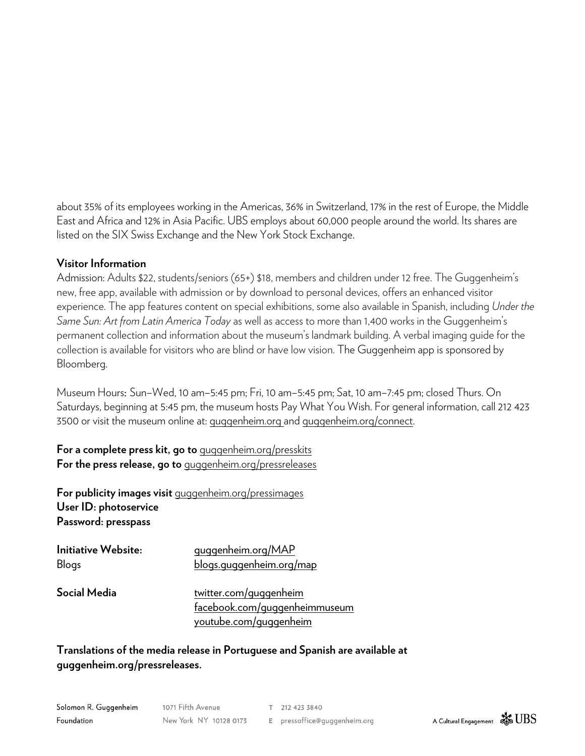about 35% of its employees working in the Americas, 36% in Switzerland, 17% in the rest of Europe, the Middle East and Africa and 12% in Asia Pacific. UBS employs about 60,000 people around the world. Its shares are listed on the SIX Swiss Exchange and the New York Stock Exchange.

**Visitor Information**
Admission: Adults $22, students/seniors (65+) $18, members and children under 12 free. The Guggenheim's new, free app, available with admission or by download to personal devices, offers an enhanced visitor experience. The app features content on special exhibitions, some also available in Spanish, including *Under the Same Sun: Art from Latin America Today* as well as access to more than 1,400 works in the Guggenheim's permanent collection and information about the museum's landmark building. A verbal imaging guide for the collection is available for visitors who are blind or have low vision. The Guggenheim app is sponsored by Bloomberg.

Museum Hours**:** Sun–Wed, 10 am–5:45 pm; Fri, 10 am–5:45 pm; Sat, 10 am–7:45 pm; closed Thurs. On Saturdays, beginning at 5:45 pm, the museum hosts Pay What You Wish. For general information, call 212 423 3500 or visit the museum online at: guggenheim.org and guggenheim.org/connect.

**For a complete press kit, go to** guggenheim.org/presskits
**For the press release, go to** guggenheim.org/pressreleases

**For publicity images visit** guggenheim.org/pressimages
**User ID: photoservice**
**Password: presspass**

**Initiative Website:** guggenheim.org/MAP
Blogs blogs.guggenheim.org/map

**Social Media** twitter.com/guggenheim
facebook.com/guggenheimmuseum
youtube.com/guggenheim

**Translations of the media release in Portuguese and Spanish are available at guggenheim.org/pressreleases.**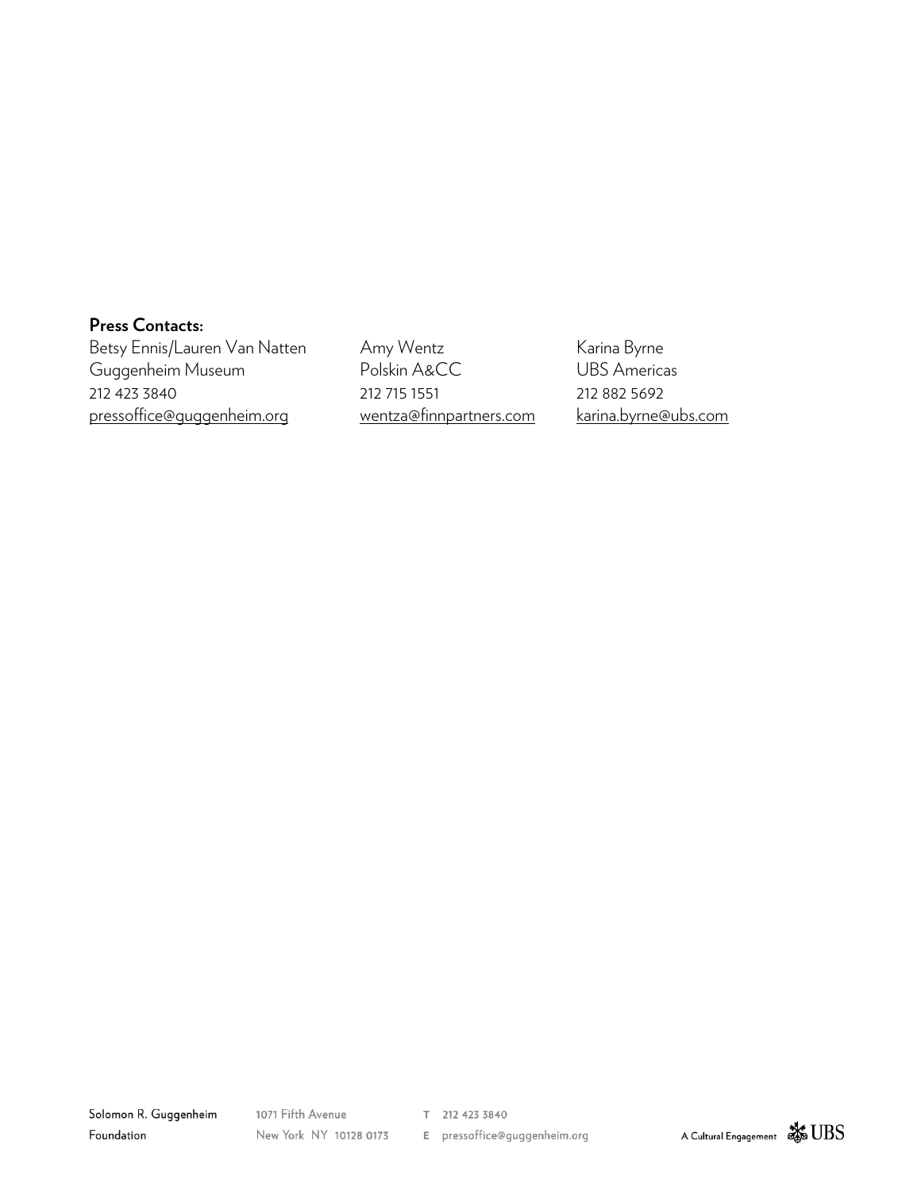**Press Contacts:**

Betsy Ennis/Lauren Van Natten
Guggenheim Museum
212 423 3840
pressoffice@guggenheim.org

Amy Wentz
Polskin A&CC
212 715 1551
wentza@finnpartners.com

Karina Byrne
UBS Americas
212 882 5692
karina.byrne@ubs.com